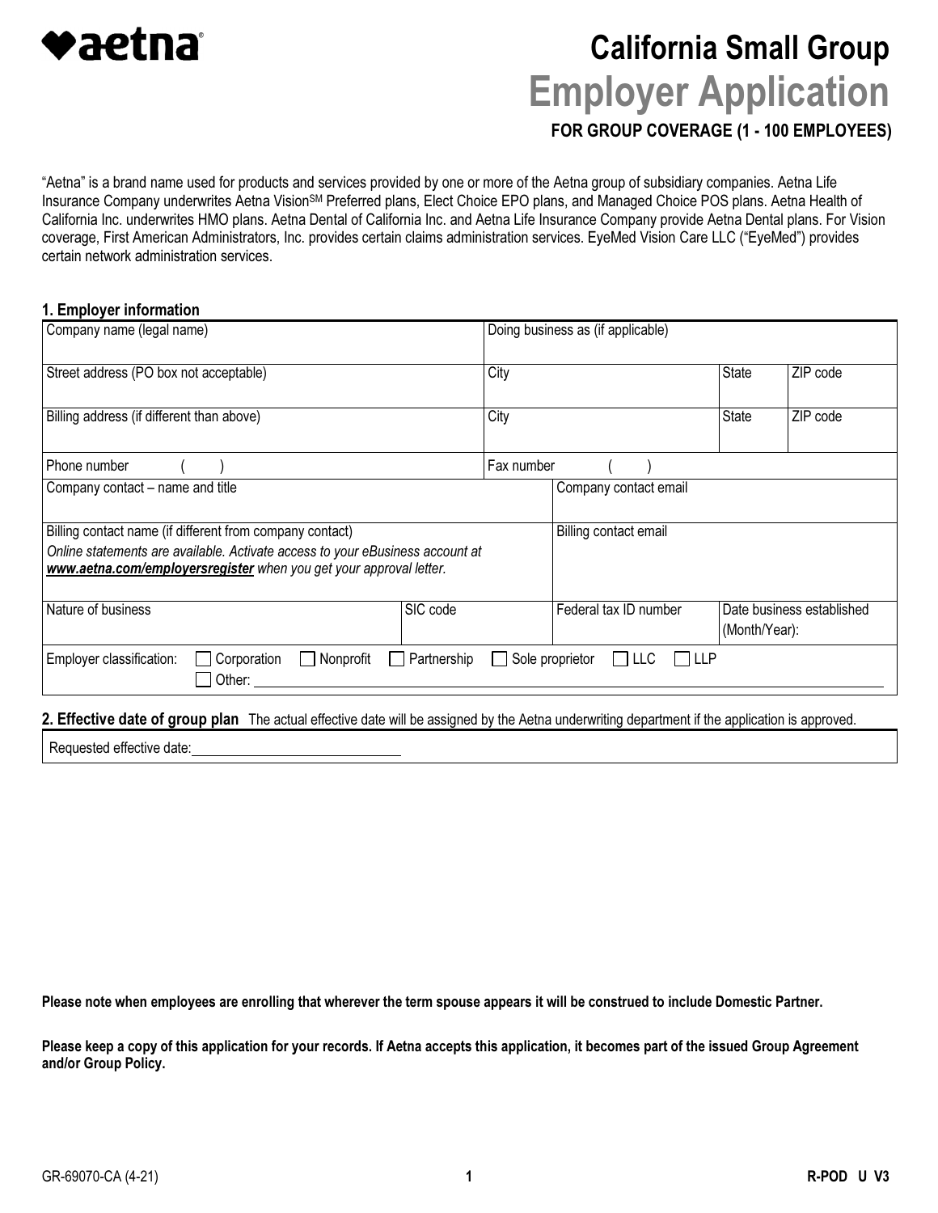**aetna**

# California Small Group Employer Application

**FOR GROUP COVERAGE (1 - 100 EMPLOYEES)**

"Aetna" is a brand name used for products and services provided by one or more of the Aetna group of subsidiary companies. Aetna Life Insurance Company underwrites Aetna Vision[SM] Preferred plans, Elect Choice EPO plans, and Managed Choice POS plans. Aetna Health of California Inc. underwrites HMO plans. Aetna Dental of California Inc. and Aetna Life Insurance Company provide Aetna Dental plans. For Vision coverage, First American Administrators, Inc. provides certain claims administration services. EyeMed Vision Care LLC ("EyeMed") provides certain network administration services.

## 1. Employer information

| Company name (legal name) | Doing business as (if applicable) | | |
|---|---|---|---|
| **Street address (PO box not acceptable)** | **City** | **State** | **ZIP code** |
| | | | |
| **Billing address (if different than above)** | **City** | **State** | **ZIP code** |
| | | | |
| Phone number ( ) | Fax number ( ) | | |
| Company contact – name and title | Company contact email | | |
| Billing contact name (if different from company contact)<br>*Online statements are available. Activate access to your eBusiness account at **www.aetna.com/employersregister** when you get your approval letter.* | Billing contact email | | |
| Nature of business | SIC code | Federal tax ID number | Date business established (Month/Year): |

Employer classification: ☐ Corporation ☐ Nonprofit ☐ Partnership ☐ Sole proprietor ☐ LLC ☐ LLP ☐ Other: ____________________

## 2. Effective date of group plan

The actual effective date will be assigned by the Aetna underwriting department if the application is approved.

Requested effective date: ____________________

**Please note when employees are enrolling that wherever the term spouse appears it will be construed to include Domestic Partner.**

**Please keep a copy of this application for your records. If Aetna accepts this application, it becomes part of the issued Group Agreement and/or Group Policy.**

GR-69070-CA (4-21) R-POD U V3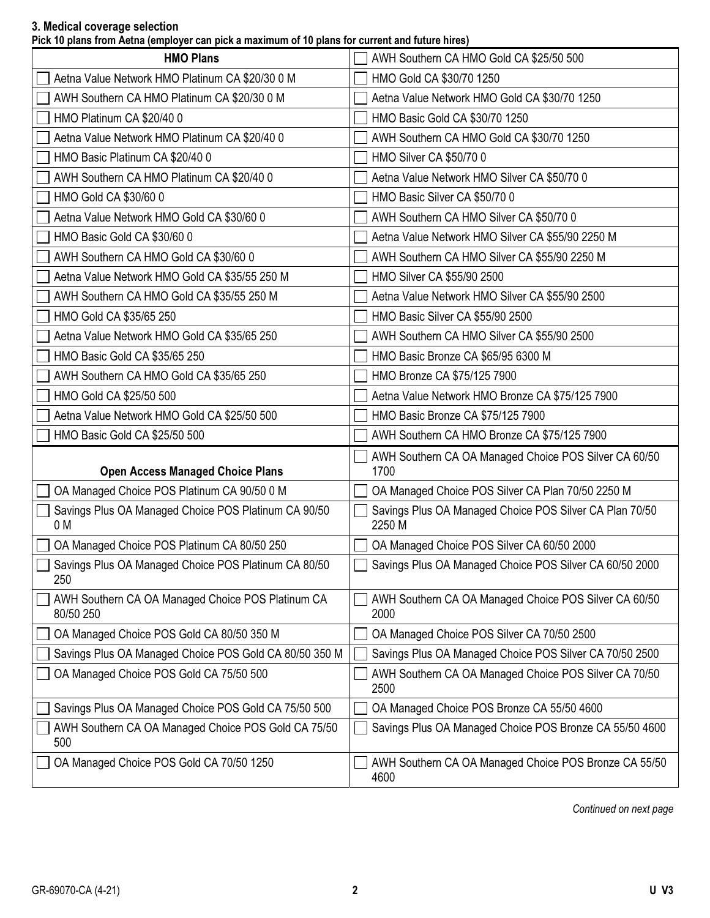### 3. Medical coverage selection

**Pick 10 plans from Aetna (employer can pick a maximum of 10 plans for current and future hires)**

| **HMO Plans** | ☐ AWH Southern CA HMO Gold CA $25/50 500 |
|---|---|
| ☐ Aetna Value Network HMO Platinum CA $20/30 0 M | ☐ HMO Gold CA $30/70 1250 |
| ☐ AWH Southern CA HMO Platinum CA $20/30 0 M | ☐ Aetna Value Network HMO Gold CA $30/70 1250 |
| ☐ HMO Platinum CA $20/40 0 | ☐ HMO Basic Gold CA $30/70 1250 |
| ☐ Aetna Value Network HMO Platinum CA $20/40 0 | ☐ AWH Southern CA HMO Gold CA $30/70 1250 |
| ☐ HMO Basic Platinum CA $20/40 0 | ☐ HMO Silver CA $50/70 0 |
| ☐ AWH Southern CA HMO Platinum CA $20/40 0 | ☐ Aetna Value Network HMO Silver CA $50/70 0 |
| ☐ HMO Gold CA $30/60 0 | ☐ HMO Basic Silver CA $50/70 0 |
| ☐ Aetna Value Network HMO Gold CA $30/60 0 | ☐ AWH Southern CA HMO Silver CA $50/70 0 |
| ☐ HMO Basic Gold CA $30/60 0 | ☐ Aetna Value Network HMO Silver CA $55/90 2250 M |
| ☐ AWH Southern CA HMO Gold CA $30/60 0 | ☐ AWH Southern CA HMO Silver CA $55/90 2250 M |
| ☐ Aetna Value Network HMO Gold CA $35/55 250 M | ☐ HMO Silver CA $55/90 2500 |
| ☐ AWH Southern CA HMO Gold CA $35/55 250 M | ☐ Aetna Value Network HMO Silver CA $55/90 2500 |
| ☐ HMO Gold CA $35/65 250 | ☐ HMO Basic Silver CA $55/90 2500 |
| ☐ Aetna Value Network HMO Gold CA $35/65 250 | ☐ AWH Southern CA HMO Silver CA $55/90 2500 |
| ☐ HMO Basic Gold CA $35/65 250 | ☐ HMO Basic Bronze CA $65/95 6300 M |
| ☐ AWH Southern CA HMO Gold CA $35/65 250 | ☐ HMO Bronze CA $75/125 7900 |
| ☐ HMO Gold CA $25/50 500 | ☐ Aetna Value Network HMO Bronze CA $75/125 7900 |
| ☐ Aetna Value Network HMO Gold CA $25/50 500 | ☐ HMO Basic Bronze CA $75/125 7900 |
| ☐ HMO Basic Gold CA $25/50 500 | ☐ AWH Southern CA HMO Bronze CA $75/125 7900 |
| **Open Access Managed Choice Plans** | ☐ AWH Southern CA OA Managed Choice POS Silver CA 60/50 1700 |
| ☐ OA Managed Choice POS Platinum CA 90/50 0 M | ☐ OA Managed Choice POS Silver CA Plan 70/50 2250 M |
| ☐ Savings Plus OA Managed Choice POS Platinum CA 90/50 0 M | ☐ Savings Plus OA Managed Choice POS Silver CA Plan 70/50 2250 M |
| ☐ OA Managed Choice POS Platinum CA 80/50 250 | ☐ OA Managed Choice POS Silver CA 60/50 2000 |
| ☐ Savings Plus OA Managed Choice POS Platinum CA 80/50 250 | ☐ Savings Plus OA Managed Choice POS Silver CA 60/50 2000 |
| ☐ AWH Southern CA OA Managed Choice POS Platinum CA 80/50 250 | ☐ AWH Southern CA OA Managed Choice POS Silver CA 60/50 2000 |
| ☐ OA Managed Choice POS Gold CA 80/50 350 M | ☐ OA Managed Choice POS Silver CA 70/50 2500 |
| ☐ Savings Plus OA Managed Choice POS Gold CA 80/50 350 M | ☐ Savings Plus OA Managed Choice POS Silver CA 70/50 2500 |
| ☐ OA Managed Choice POS Gold CA 75/50 500 | ☐ AWH Southern CA OA Managed Choice POS Silver CA 70/50 2500 |
| ☐ Savings Plus OA Managed Choice POS Gold CA 75/50 500 | ☐ OA Managed Choice POS Bronze CA 55/50 4600 |
| ☐ AWH Southern CA OA Managed Choice POS Gold CA 75/50 500 | ☐ Savings Plus OA Managed Choice POS Bronze CA 55/50 4600 |
| ☐ OA Managed Choice POS Gold CA 70/50 1250 | ☐ AWH Southern CA OA Managed Choice POS Bronze CA 55/50 4600 |

*Continued on next page*

GR-69070-CA (4-21) U V3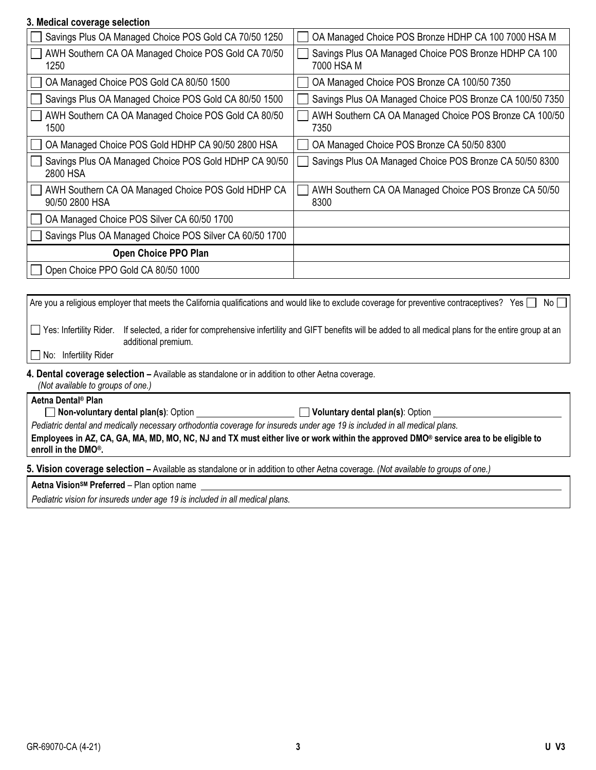### 3. Medical coverage selection

| | |
|---|---|
| ☐ Savings Plus OA Managed Choice POS Gold CA 70/50 1250 | ☐ OA Managed Choice POS Bronze HDHP CA 100 7000 HSA M |
| ☐ AWH Southern CA OA Managed Choice POS Gold CA 70/50 1250 | ☐ Savings Plus OA Managed Choice POS Bronze HDHP CA 100 7000 HSA M |
| ☐ OA Managed Choice POS Gold CA 80/50 1500 | ☐ OA Managed Choice POS Bronze CA 100/50 7350 |
| ☐ Savings Plus OA Managed Choice POS Gold CA 80/50 1500 | ☐ Savings Plus OA Managed Choice POS Bronze CA 100/50 7350 |
| ☐ AWH Southern CA OA Managed Choice POS Gold CA 80/50 1500 | ☐ AWH Southern CA OA Managed Choice POS Bronze CA 100/50 7350 |
| ☐ OA Managed Choice POS Gold HDHP CA 90/50 2800 HSA | ☐ OA Managed Choice POS Bronze CA 50/50 8300 |
| ☐ Savings Plus OA Managed Choice POS Gold HDHP CA 90/50 2800 HSA | ☐ Savings Plus OA Managed Choice POS Bronze CA 50/50 8300 |
| ☐ AWH Southern CA OA Managed Choice POS Gold HDHP CA 90/50 2800 HSA | ☐ AWH Southern CA OA Managed Choice POS Bronze CA 50/50 8300 |
| ☐ OA Managed Choice POS Silver CA 60/50 1700 | |
| ☐ Savings Plus OA Managed Choice POS Silver CA 60/50 1700 | |
| **Open Choice PPO Plan** | |
| ☐ Open Choice PPO Gold CA 80/50 1000 | |

Are you a religious employer that meets the California qualifications and would like to exclude coverage for preventive contraceptives? Yes ☐ No ☐

☐ Yes: Infertility Rider. If selected, a rider for comprehensive infertility and GIFT benefits will be added to all medical plans for the entire group at an additional premium.

☐ No: Infertility Rider

### 4. Dental coverage selection – Available as standalone or in addition to other Aetna coverage.
*(Not available to groups of one.)*

**Aetna Dental® Plan**

☐ **Non-voluntary dental plan(s)**: Option ____________________ ☐ **Voluntary dental plan(s)**: Option ____________________

*Pediatric dental and medically necessary orthodontia coverage for insureds under age 19 is included in all medical plans.*

**Employees in AZ, CA, GA, MA, MD, MO, NC, NJ and TX must either live or work within the approved DMO® service area to be eligible to enroll in the DMO®.**

### 5. Vision coverage selection – Available as standalone or in addition to other Aetna coverage. *(Not available to groups of one.)*

**Aetna Vision℠ Preferred** – Plan option name ____________________

*Pediatric vision for insureds under age 19 is included in all medical plans.*

GR-69070-CA (4-21) U V3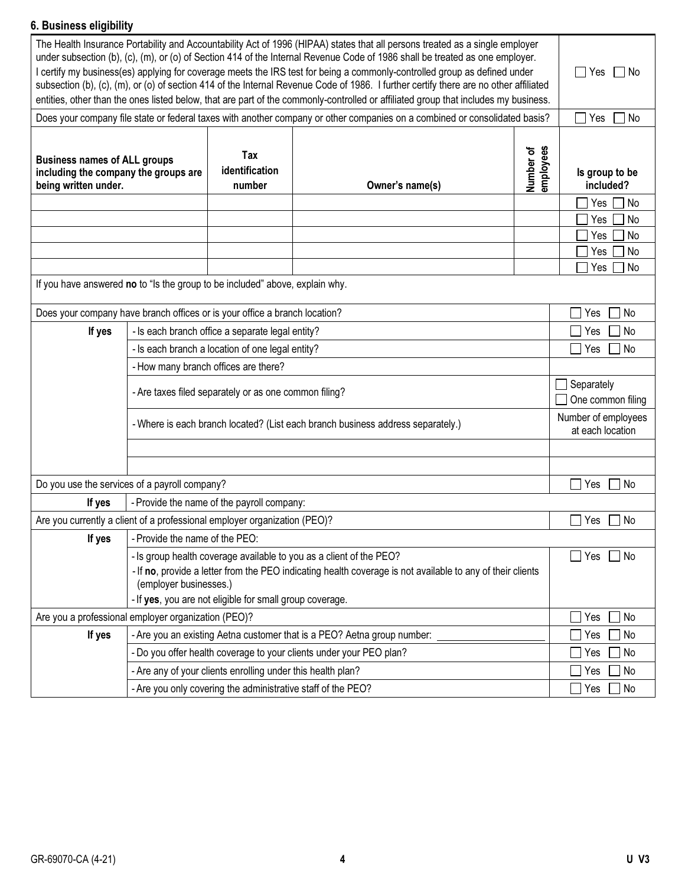## 6. Business eligibility

| | |
|---|---|
| The Health Insurance Portability and Accountability Act of 1996 (HIPAA) states that all persons treated as a single employer under subsection (b), (c), (m), or (o) of Section 414 of the Internal Revenue Code of 1986 shall be treated as one employer. I certify my business(es) applying for coverage meets the IRS test for being a commonly-controlled group as defined under subsection (b), (c), (m), or (o) of section 414 of the Internal Revenue Code of 1986. I further certify there are no other affiliated entities, other than the ones listed below, that are part of the commonly-controlled or affiliated group that includes my business. | ☐ Yes ☐ No |
| Does your company file state or federal taxes with another company or other companies on a combined or consolidated basis? | ☐ Yes ☐ No |

| Business names of ALL groups including the company the groups are being written under. | Tax identification number | Owner's name(s) | Number of employees | Is group to be included? |
|---|---|---|---|---|
| | | | | ☐ Yes ☐ No |
| | | | | ☐ Yes ☐ No |
| | | | | ☐ Yes ☐ No |
| | | | | ☐ Yes ☐ No |
| | | | | ☐ Yes ☐ No |

If you have answered **no** to "Is the group to be included" above, explain why.

| | | |
|---|---|---|
| Does your company have branch offices or is your office a branch location? | | ☐ Yes ☐ No |
| **If yes** | - Is each branch office a separate legal entity? | ☐ Yes ☐ No |
| | - Is each branch a location of one legal entity? | ☐ Yes ☐ No |
| | - How many branch offices are there? | |
| | - Are taxes filed separately or as one common filing? | ☐ Separately ☐ One common filing |
| | - Where is each branch located? (List each branch business address separately.) | Number of employees at each location |
| | | |
| | | |
| Do you use the services of a payroll company? | | ☐ Yes ☐ No |
| **If yes** | - Provide the name of the payroll company: | |
| Are you currently a client of a professional employer organization (PEO)? | | ☐ Yes ☐ No |
| **If yes** | - Provide the name of the PEO: | |
| | - Is group health coverage available to you as a client of the PEO?<br>- If **no**, provide a letter from the PEO indicating health coverage is not available to any of their clients (employer businesses.)<br>- If **yes**, you are not eligible for small group coverage. | ☐ Yes ☐ No |
| Are you a professional employer organization (PEO)? | | ☐ Yes ☐ No |
| **If yes** | - Are you an existing Aetna customer that is a PEO? Aetna group number: ____________ | ☐ Yes ☐ No |
| | - Do you offer health coverage to your clients under your PEO plan? | ☐ Yes ☐ No |
| | - Are any of your clients enrolling under this health plan? | ☐ Yes ☐ No |
| | - Are you only covering the administrative staff of the PEO? | ☐ Yes ☐ No |

GR-69070-CA (4-21) U V3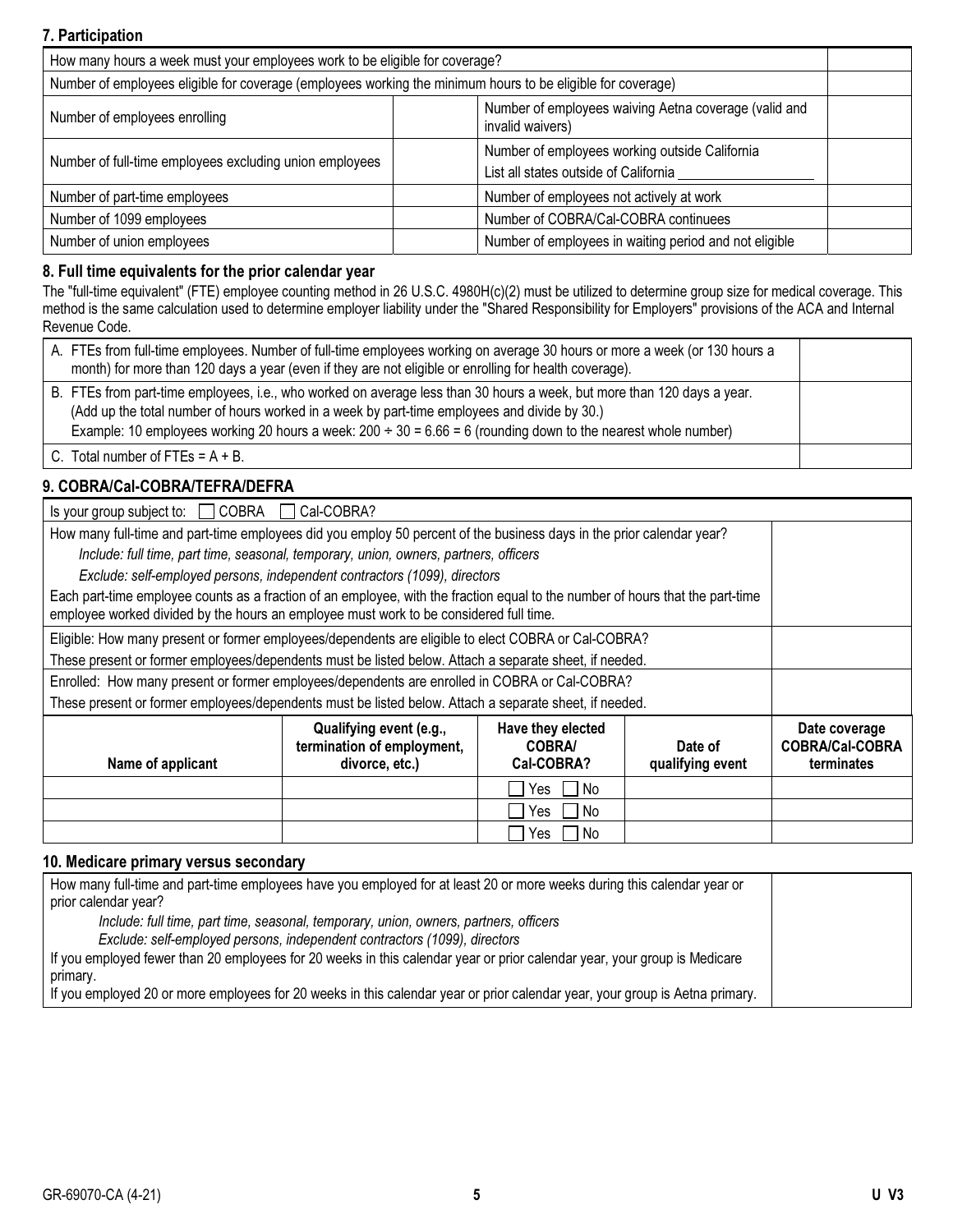## 7. Participation

| How many hours a week must your employees work to be eligible for coverage? | | | |
|---|---|---|---|
| Number of employees eligible for coverage (employees working the minimum hours to be eligible for coverage) | | | |
| Number of employees enrolling | | Number of employees waiving Aetna coverage (valid and invalid waivers) | |
| Number of full-time employees excluding union employees | | Number of employees working outside California<br>List all states outside of California __________________ | |
| Number of part-time employees | | Number of employees not actively at work | |
| Number of 1099 employees | | Number of COBRA/Cal-COBRA continuees | |
| Number of union employees | | Number of employees in waiting period and not eligible | |

## 8. Full time equivalents for the prior calendar year

The "full-time equivalent" (FTE) employee counting method in 26 U.S.C. 4980H(c)(2) must be utilized to determine group size for medical coverage. This method is the same calculation used to determine employer liability under the "Shared Responsibility for Employers" provisions of the ACA and Internal Revenue Code.

| A. FTEs from full-time employees. Number of full-time employees working on average 30 hours or more a week (or 130 hours a month) for more than 120 days a year (even if they are not eligible or enrolling for health coverage). | |
|---|---|
| B. FTEs from part-time employees, i.e., who worked on average less than 30 hours a week, but more than 120 days a year. (Add up the total number of hours worked in a week by part-time employees and divide by 30.)<br>Example: 10 employees working 20 hours a week: 200 ÷ 30 = 6.66 = 6 (rounding down to the nearest whole number) | |
| C. Total number of FTEs = A + B. | |

## 9. COBRA/Cal-COBRA/TEFRA/DEFRA

| Is your group subject to: ☐ COBRA ☐ Cal-COBRA? | |
|---|---|
| How many full-time and part-time employees did you employ 50 percent of the business days in the prior calendar year?<br>*Include: full time, part time, seasonal, temporary, union, owners, partners, officers*<br>*Exclude: self-employed persons, independent contractors (1099), directors*<br>Each part-time employee counts as a fraction of an employee, with the fraction equal to the number of hours that the part-time employee worked divided by the hours an employee must work to be considered full time. | |
| Eligible: How many present or former employees/dependents are eligible to elect COBRA or Cal-COBRA?<br>These present or former employees/dependents must be listed below. Attach a separate sheet, if needed. | |
| Enrolled: How many present or former employees/dependents are enrolled in COBRA or Cal-COBRA?<br>These present or former employees/dependents must be listed below. Attach a separate sheet, if needed. | |

| Name of applicant | Qualifying event (e.g., termination of employment, divorce, etc.) | Have they elected COBRA/ Cal-COBRA? | Date of qualifying event | Date coverage COBRA/Cal-COBRA terminates |
|---|---|---|---|---|
| | | ☐ Yes ☐ No | | |
| | | ☐ Yes ☐ No | | |
| | | ☐ Yes ☐ No | | |

## 10. Medicare primary versus secondary

| How many full-time and part-time employees have you employed for at least 20 or more weeks during this calendar year or prior calendar year?<br>*Include: full time, part time, seasonal, temporary, union, owners, partners, officers*<br>*Exclude: self-employed persons, independent contractors (1099), directors*<br>If you employed fewer than 20 employees for 20 weeks in this calendar year or prior calendar year, your group is Medicare primary.<br>If you employed 20 or more employees for 20 weeks in this calendar year or prior calendar year, your group is Aetna primary. | |
|---|---|

GR-69070-CA (4-21) U V3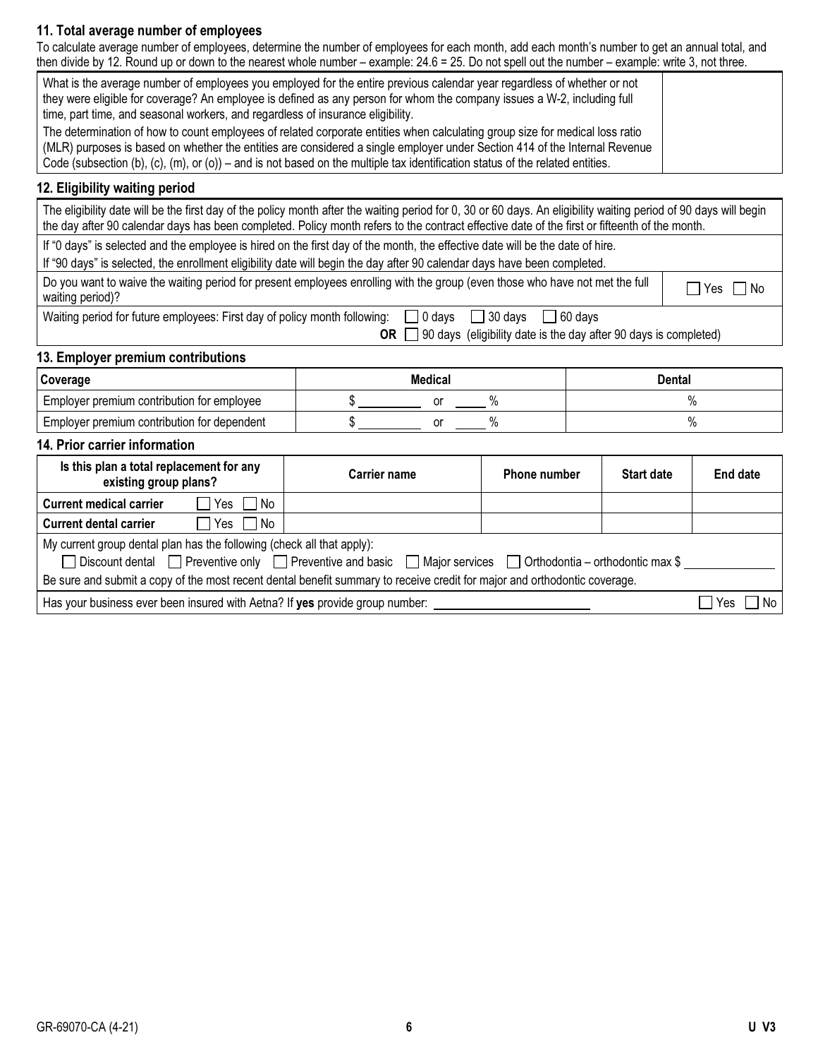### 11. Total average number of employees

To calculate average number of employees, determine the number of employees for each month, add each month's number to get an annual total, and then divide by 12. Round up or down to the nearest whole number – example: 24.6 = 25. Do not spell out the number – example: write 3, not three.

| | |
|---|---|
| What is the average number of employees you employed for the entire previous calendar year regardless of whether or not they were eligible for coverage? An employee is defined as any person for whom the company issues a W-2, including full time, part time, and seasonal workers, and regardless of insurance eligibility.<br>The determination of how to count employees of related corporate entities when calculating group size for medical loss ratio (MLR) purposes is based on whether the entities are considered a single employer under Section 414 of the Internal Revenue Code (subsection (b), (c), (m), or (o)) – and is not based on the multiple tax identification status of the related entities. | |

### 12. Eligibility waiting period

| | |
|---|---|
| The eligibility date will be the first day of the policy month after the waiting period for 0, 30 or 60 days. An eligibility waiting period of 90 days will begin the day after 90 calendar days has been completed. Policy month refers to the contract effective date of the first or fifteenth of the month. | |
| If "0 days" is selected and the employee is hired on the first day of the month, the effective date will be the date of hire.<br>If "90 days" is selected, the enrollment eligibility date will begin the day after 90 calendar days have been completed. | |
| Do you want to waive the waiting period for present employees enrolling with the group (even those who have not met the full waiting period)? | ☐ Yes ☐ No |
| Waiting period for future employees: First day of policy month following: ☐ 0 days ☐ 30 days ☐ 60 days<br>**OR** ☐ 90 days (eligibility date is the day after 90 days is completed) | |

### 13. Employer premium contributions

| Coverage | Medical | Dental |
|---|---|---|
| Employer premium contribution for employee | $ ________ or _____ % | % |
| Employer premium contribution for dependent | $ ________ or _____ % | % |

### 14. Prior carrier information

| Is this plan a total replacement for any existing group plans? | Carrier name | Phone number | Start date | End date |
|---|---|---|---|---|
| **Current medical carrier** ☐ Yes ☐ No | | | | |
| **Current dental carrier** ☐ Yes ☐ No | | | | |

My current group dental plan has the following (check all that apply):

☐ Discount dental ☐ Preventive only ☐ Preventive and basic ☐ Major services ☐ Orthodontia – orthodontic max $ ____________

Be sure and submit a copy of the most recent dental benefit summary to receive credit for major and orthodontic coverage.

Has your business ever been insured with Aetna? If **yes** provide group number: ______________________ ☐ Yes ☐ No

GR-69070-CA (4-21) U V3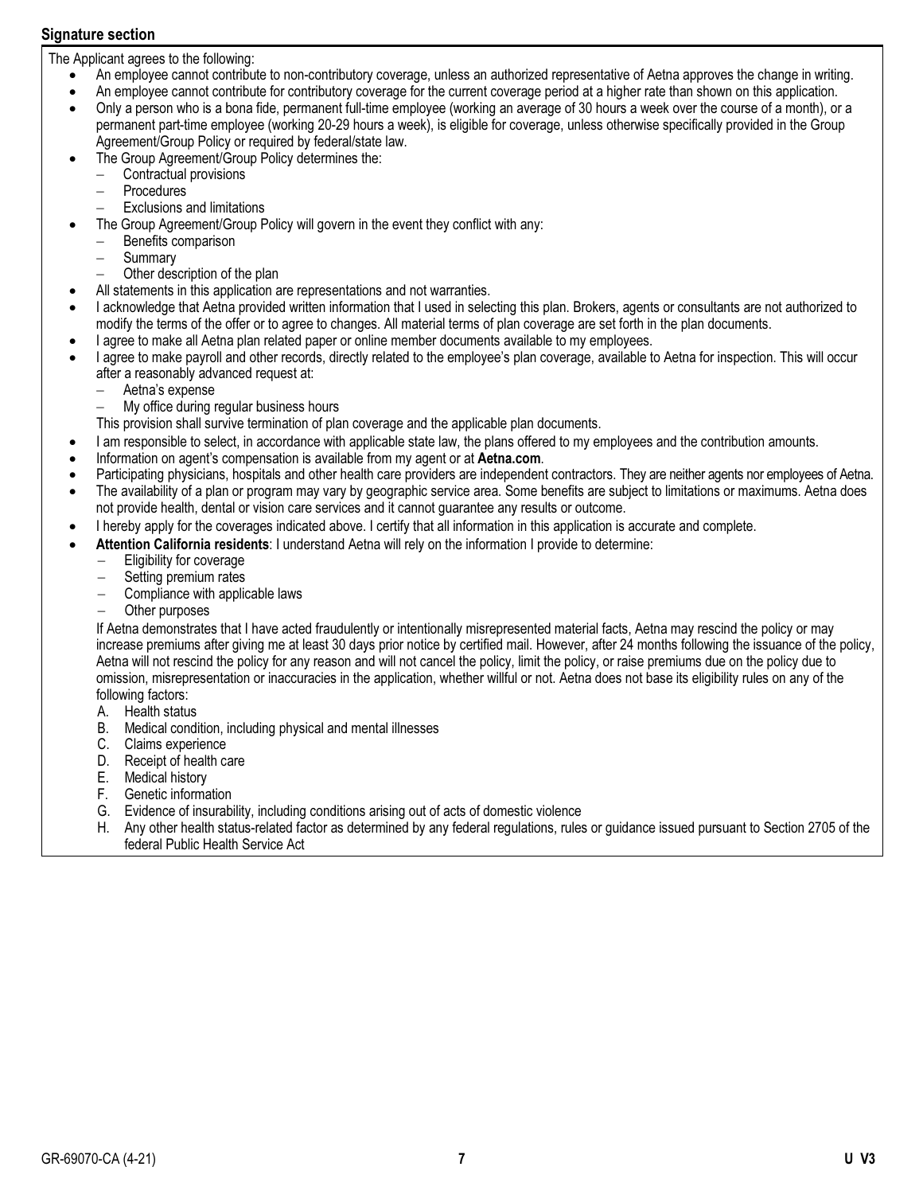## Signature section

The Applicant agrees to the following:

- An employee cannot contribute to non-contributory coverage, unless an authorized representative of Aetna approves the change in writing.
- An employee cannot contribute for contributory coverage for the current coverage period at a higher rate than shown on this application.
- Only a person who is a bona fide, permanent full-time employee (working an average of 30 hours a week over the course of a month), or a permanent part-time employee (working 20-29 hours a week), is eligible for coverage, unless otherwise specifically provided in the Group Agreement/Group Policy or required by federal/state law.
- The Group Agreement/Group Policy determines the:
  - Contractual provisions
  - Procedures
  - Exclusions and limitations
- The Group Agreement/Group Policy will govern in the event they conflict with any:
  - Benefits comparison
  - Summary
  - Other description of the plan
- All statements in this application are representations and not warranties.
- I acknowledge that Aetna provided written information that I used in selecting this plan. Brokers, agents or consultants are not authorized to modify the terms of the offer or to agree to changes. All material terms of plan coverage are set forth in the plan documents.
- I agree to make all Aetna plan related paper or online member documents available to my employees.
- I agree to make payroll and other records, directly related to the employee's plan coverage, available to Aetna for inspection. This will occur after a reasonably advanced request at:
  - Aetna's expense
  - My office during regular business hours

  This provision shall survive termination of plan coverage and the applicable plan documents.
- I am responsible to select, in accordance with applicable state law, the plans offered to my employees and the contribution amounts.
- Information on agent's compensation is available from my agent or at **Aetna.com**.
- Participating physicians, hospitals and other health care providers are independent contractors. They are neither agents nor employees of Aetna.
- The availability of a plan or program may vary by geographic service area. Some benefits are subject to limitations or maximums. Aetna does not provide health, dental or vision care services and it cannot guarantee any results or outcome.
- I hereby apply for the coverages indicated above. I certify that all information in this application is accurate and complete.
- **Attention California residents**: I understand Aetna will rely on the information I provide to determine:
  - Eligibility for coverage
  - Setting premium rates
  - Compliance with applicable laws
  - Other purposes

  If Aetna demonstrates that I have acted fraudulently or intentionally misrepresented material facts, Aetna may rescind the policy or may increase premiums after giving me at least 30 days prior notice by certified mail. However, after 24 months following the issuance of the policy, Aetna will not rescind the policy for any reason and will not cancel the policy, limit the policy, or raise premiums due on the policy due to omission, misrepresentation or inaccuracies in the application, whether willful or not. Aetna does not base its eligibility rules on any of the following factors:

  A. Health status
  B. Medical condition, including physical and mental illnesses
  C. Claims experience
  D. Receipt of health care
  E. Medical history
  F. Genetic information
  G. Evidence of insurability, including conditions arising out of acts of domestic violence
  H. Any other health status-related factor as determined by any federal regulations, rules or guidance issued pursuant to Section 2705 of the federal Public Health Service Act

GR-69070-CA (4-21) U V3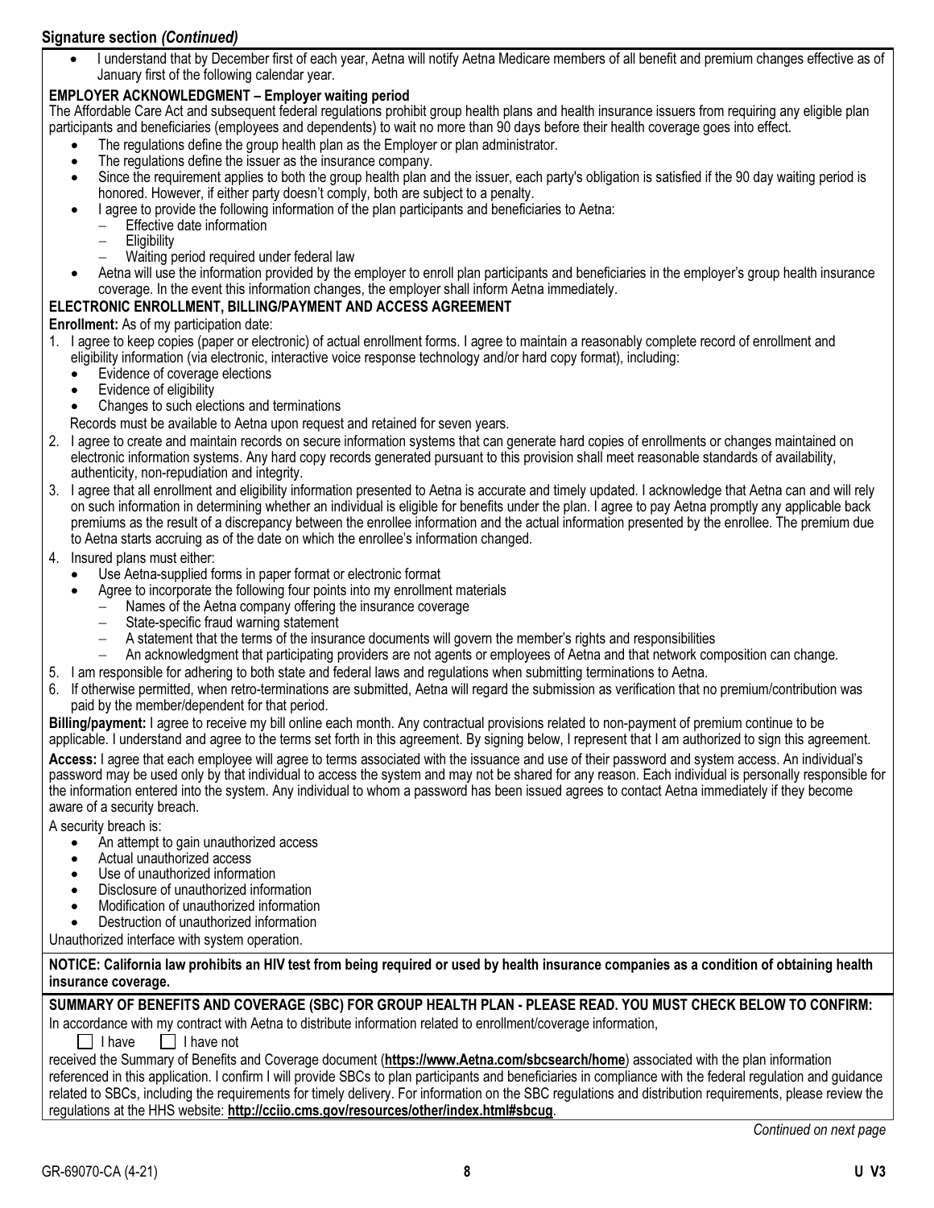## Signature section *(Continued)*

- I understand that by December first of each year, Aetna will notify Aetna Medicare members of all benefit and premium changes effective as of January first of the following calendar year.

**EMPLOYER ACKNOWLEDGMENT – Employer waiting period**

The Affordable Care Act and subsequent federal regulations prohibit group health plans and health insurance issuers from requiring any eligible plan participants and beneficiaries (employees and dependents) to wait no more than 90 days before their health coverage goes into effect.

- The regulations define the group health plan as the Employer or plan administrator.
- The regulations define the issuer as the insurance company.
- Since the requirement applies to both the group health plan and the issuer, each party's obligation is satisfied if the 90 day waiting period is honored. However, if either party doesn't comply, both are subject to a penalty.
- I agree to provide the following information of the plan participants and beneficiaries to Aetna:
  - Effective date information
  - Eligibility
  - Waiting period required under federal law
- Aetna will use the information provided by the employer to enroll plan participants and beneficiaries in the employer's group health insurance coverage. In the event this information changes, the employer shall inform Aetna immediately.

**ELECTRONIC ENROLLMENT, BILLING/PAYMENT AND ACCESS AGREEMENT**

**Enrollment:** As of my participation date:

1. I agree to keep copies (paper or electronic) of actual enrollment forms. I agree to maintain a reasonably complete record of enrollment and eligibility information (via electronic, interactive voice response technology and/or hard copy format), including:
   - Evidence of coverage elections
   - Evidence of eligibility
   - Changes to such elections and terminations

   Records must be available to Aetna upon request and retained for seven years.
2. I agree to create and maintain records on secure information systems that can generate hard copies of enrollments or changes maintained on electronic information systems. Any hard copy records generated pursuant to this provision shall meet reasonable standards of availability, authenticity, non-repudiation and integrity.
3. I agree that all enrollment and eligibility information presented to Aetna is accurate and timely updated. I acknowledge that Aetna can and will rely on such information in determining whether an individual is eligible for benefits under the plan. I agree to pay Aetna promptly any applicable back premiums as the result of a discrepancy between the enrollee information and the actual information presented by the enrollee. The premium due to Aetna starts accruing as of the date on which the enrollee's information changed.
4. Insured plans must either:
   - Use Aetna-supplied forms in paper format or electronic format
   - Agree to incorporate the following four points into my enrollment materials
     - Names of the Aetna company offering the insurance coverage
     - State-specific fraud warning statement
     - A statement that the terms of the insurance documents will govern the member's rights and responsibilities
     - An acknowledgment that participating providers are not agents or employees of Aetna and that network composition can change.
5. I am responsible for adhering to both state and federal laws and regulations when submitting terminations to Aetna.
6. If otherwise permitted, when retro-terminations are submitted, Aetna will regard the submission as verification that no premium/contribution was paid by the member/dependent for that period.

**Billing/payment:** I agree to receive my bill online each month. Any contractual provisions related to non-payment of premium continue to be applicable. I understand and agree to the terms set forth in this agreement. By signing below, I represent that I am authorized to sign this agreement.

**Access:** I agree that each employee will agree to terms associated with the issuance and use of their password and system access. An individual's password may be used only by that individual to access the system and may not be shared for any reason. Each individual is personally responsible for the information entered into the system. Any individual to whom a password has been issued agrees to contact Aetna immediately if they become aware of a security breach.

A security breach is:

- An attempt to gain unauthorized access
- Actual unauthorized access
- Use of unauthorized information
- Disclosure of unauthorized information
- Modification of unauthorized information
- Destruction of unauthorized information

Unauthorized interface with system operation.

**NOTICE: California law prohibits an HIV test from being required or used by health insurance companies as a condition of obtaining health insurance coverage.**

**SUMMARY OF BENEFITS AND COVERAGE (SBC) FOR GROUP HEALTH PLAN - PLEASE READ. YOU MUST CHECK BELOW TO CONFIRM:**

In accordance with my contract with Aetna to distribute information related to enrollment/coverage information,

☐ I have ☐ I have not

received the Summary of Benefits and Coverage document (**https://www.Aetna.com/sbcsearch/home**) associated with the plan information referenced in this application. I confirm I will provide SBCs to plan participants and beneficiaries in compliance with the federal regulation and guidance related to SBCs, including the requirements for timely delivery. For information on the SBC regulations and distribution requirements, please review the regulations at the HHS website: **http://cciio.cms.gov/resources/other/index.html#sbcug**.

*Continued on next page*

GR-69070-CA (4-21) U V3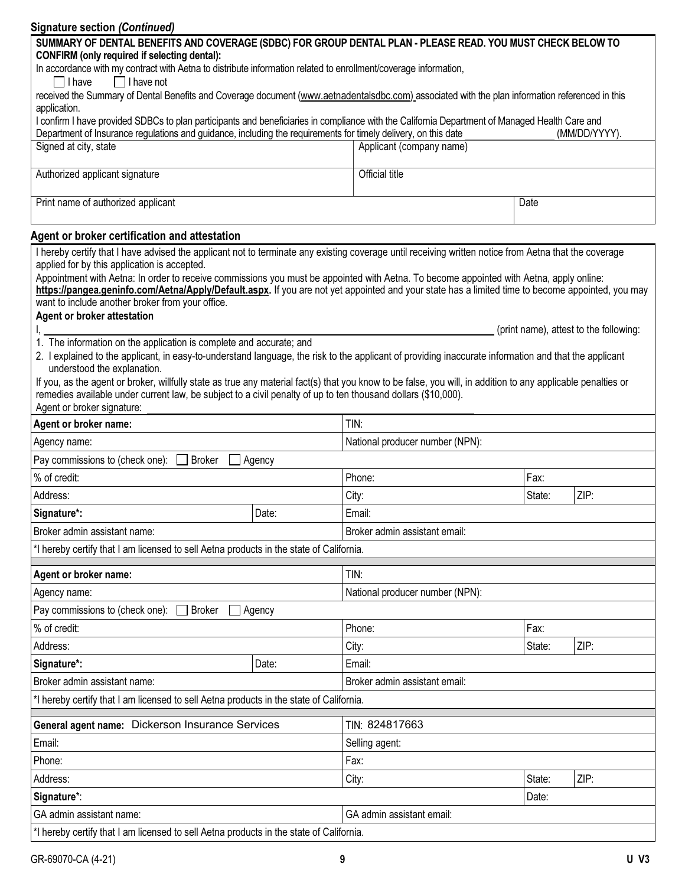**Signature section *(Continued)***

| |
|---|
| **SUMMARY OF DENTAL BENEFITS AND COVERAGE (SDBC) FOR GROUP DENTAL PLAN - PLEASE READ. YOU MUST CHECK BELOW TO CONFIRM (only required if selecting dental):** |
| In accordance with my contract with Aetna to distribute information related to enrollment/coverage information, ☐ I have ☐ I have not received the Summary of Dental Benefits and Coverage document (www.aetnadentalsdbc.com) associated with the plan information referenced in this application. |
| I confirm I have provided SDBCs to plan participants and beneficiaries in compliance with the California Department of Managed Health Care and Department of Insurance regulations and guidance, including the requirements for timely delivery, on this date __________ (MM/DD/YYYY). |

| | | |
|---|---|---|
| Signed at city, state | Applicant (company name) | |
| Authorized applicant signature | Official title | |
| Print name of authorized applicant | | Date |

**Agent or broker certification and attestation**

I hereby certify that I have advised the applicant not to terminate any existing coverage until receiving written notice from Aetna that the coverage applied for by this application is accepted.

Appointment with Aetna: In order to receive commissions you must be appointed with Aetna. To become appointed with Aetna, apply online: **https://pangea.geninfo.com/Aetna/Apply/Default.aspx.** If you are not yet appointed and your state has a limited time to become appointed, you may want to include another broker from your office.

**Agent or broker attestation**

I, ______________________________ (print name), attest to the following:

1. The information on the application is complete and accurate; and
2. I explained to the applicant, in easy-to-understand language, the risk to the applicant of providing inaccurate information and that the applicant understood the explanation.

If you, as the agent or broker, willfully state as true any material fact(s) that you know to be false, you will, in addition to any applicable penalties or remedies available under current law, be subject to a civil penalty of up to ten thousand dollars ($10,000).

Agent or broker signature: ______________________________

| | | | | |
|---|---|---|---|---|
| **Agent or broker name:** | | TIN: | | |
| Agency name: | | National producer number (NPN): | | |
| Pay commissions to (check one): ☐ Broker ☐ Agency | | | | |
| % of credit: | | Phone: | Fax: | |
| Address: | | City: | State: | ZIP: |
| **Signature\*:** | Date: | Email: | | |
| Broker admin assistant name: | | Broker admin assistant email: | | |
| \*I hereby certify that I am licensed to sell Aetna products in the state of California. | | | | |

| | | | | |
|---|---|---|---|---|
| **Agent or broker name:** | | TIN: | | |
| Agency name: | | National producer number (NPN): | | |
| Pay commissions to (check one): ☐ Broker ☐ Agency | | | | |
| % of credit: | | Phone: | Fax: | |
| Address: | | City: | State: | ZIP: |
| **Signature\*:** | Date: | Email: | | |
| Broker admin assistant name: | | Broker admin assistant email: | | |
| \*I hereby certify that I am licensed to sell Aetna products in the state of California. | | | | |

| | | | |
|---|---|---|---|
| **General agent name:** Dickerson Insurance Services | TIN: 824817663 | | |
| Email: | Selling agent: | | |
| Phone: | Fax: | | |
| Address: | City: | State: | ZIP: |
| **Signature**\*: | | Date: | |
| GA admin assistant name: | GA admin assistant email: | | |
| \*I hereby certify that I am licensed to sell Aetna products in the state of California. | | | |

GR-69070-CA (4-21) U V3